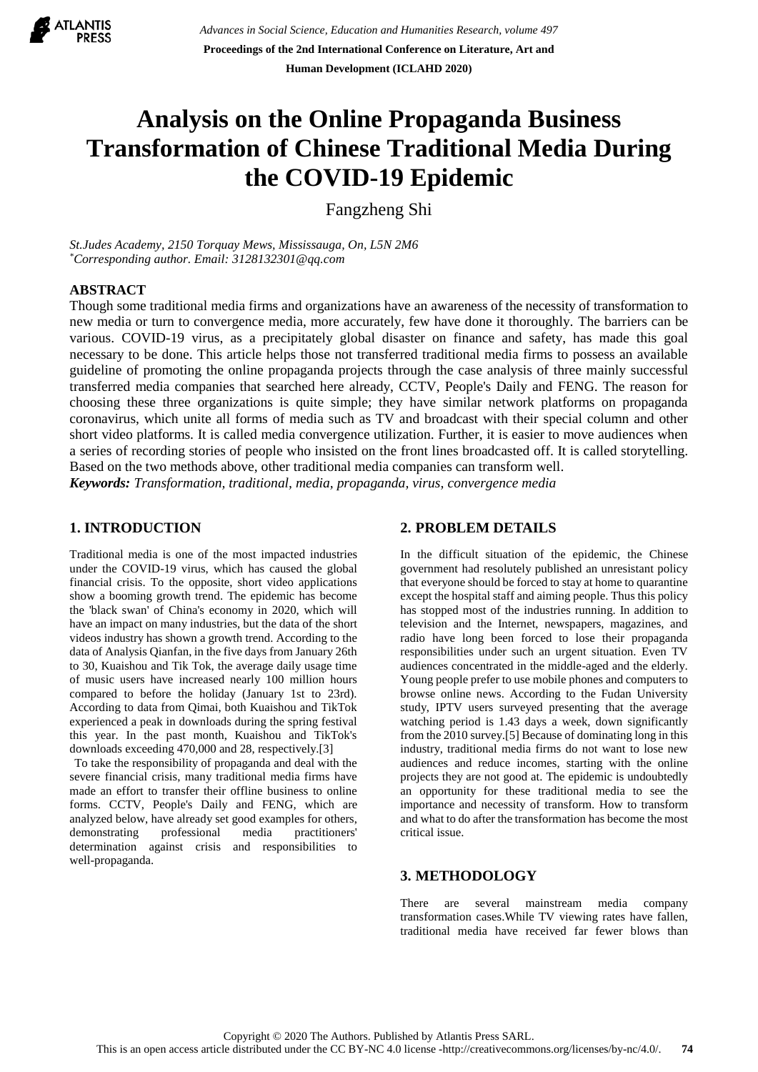# Analysis on the Online Propaganda Business Transformation of Chinese Traditional Media During the COVID-19 Epidemic

Fangzheng Shi

*St.Judes Academy, 2150 Torquay Mews, Mississauga, On, L5N 2M6*
*Corresponding author. Email: 3128132301@qq.com*

## ABSTRACT

Though some traditional media firms and organizations have an awareness of the necessity of transformation to new media or turn to convergence media, more accurately, few have done it thoroughly. The barriers can be various. COVID-19 virus, as a precipitately global disaster on finance and safety, has made this goal necessary to be done. This article helps those not transferred traditional media firms to possess an available guideline of promoting the online propaganda projects through the case analysis of three mainly successful transferred media companies that searched here already, CCTV, People's Daily and FENG. The reason for choosing these three organizations is quite simple; they have similar network platforms on propaganda coronavirus, which unite all forms of media such as TV and broadcast with their special column and other short video platforms. It is called media convergence utilization. Further, it is easier to move audiences when a series of recording stories of people who insisted on the front lines broadcasted off. It is called storytelling. Based on the two methods above, other traditional media companies can transform well.

***Keywords:*** *Transformation, traditional, media, propaganda, virus, convergence media*

## 1. INTRODUCTION

Traditional media is one of the most impacted industries under the COVID-19 virus, which has caused the global financial crisis. To the opposite, short video applications show a booming growth trend. The epidemic has become the 'black swan' of China's economy in 2020, which will have an impact on many industries, but the data of the short videos industry has shown a growth trend. According to the data of Analysis Qianfan, in the five days from January 26th to 30, Kuaishou and Tik Tok, the average daily usage time of music users have increased nearly 100 million hours compared to before the holiday (January 1st to 23rd). According to data from Qimai, both Kuaishou and TikTok experienced a peak in downloads during the spring festival this year. In the past month, Kuaishou and TikTok's downloads exceeding 470,000 and 28, respectively.[3]

To take the responsibility of propaganda and deal with the severe financial crisis, many traditional media firms have made an effort to transfer their offline business to online forms. CCTV, People's Daily and FENG, which are analyzed below, have already set good examples for others, demonstrating professional media practitioners' determination against crisis and responsibilities to well-propaganda.

## 2. PROBLEM DETAILS

In the difficult situation of the epidemic, the Chinese government had resolutely published an unresistant policy that everyone should be forced to stay at home to quarantine except the hospital staff and aiming people. Thus this policy has stopped most of the industries running. In addition to television and the Internet, newspapers, magazines, and radio have long been forced to lose their propaganda responsibilities under such an urgent situation. Even TV audiences concentrated in the middle-aged and the elderly. Young people prefer to use mobile phones and computers to browse online news. According to the Fudan University study, IPTV users surveyed presenting that the average watching period is 1.43 days a week, down significantly from the 2010 survey.[5] Because of dominating long in this industry, traditional media firms do not want to lose new audiences and reduce incomes, starting with the online projects they are not good at. The epidemic is undoubtedly an opportunity for these traditional media to see the importance and necessity of transform. How to transform and what to do after the transformation has become the most critical issue.

## 3. METHODOLOGY

There are several mainstream media company transformation cases.While TV viewing rates have fallen, traditional media have received far fewer blows than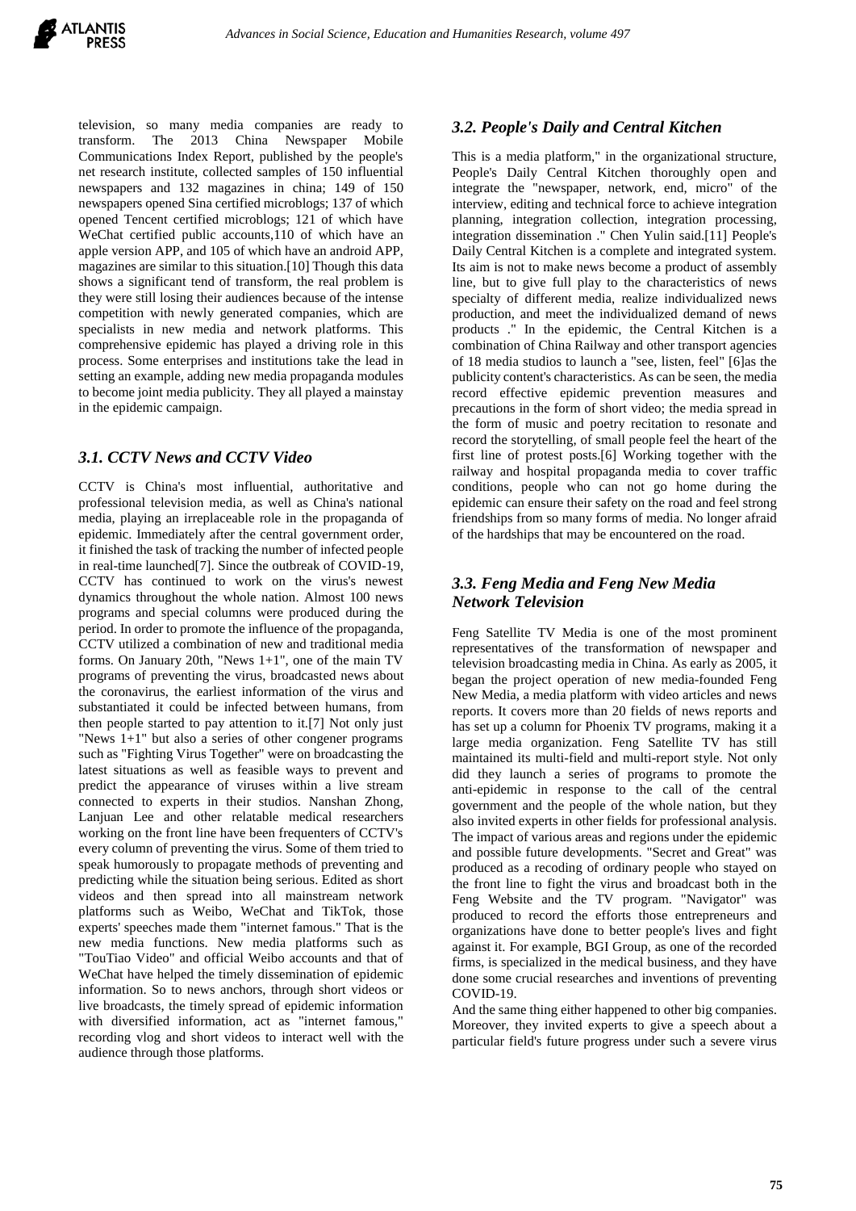television, so many media companies are ready to transform. The 2013 China Newspaper Mobile Communications Index Report, published by the people's net research institute, collected samples of 150 influential newspapers and 132 magazines in china; 149 of 150 newspapers opened Sina certified microblogs; 137 of which opened Tencent certified microblogs; 121 of which have WeChat certified public accounts,110 of which have an apple version APP, and 105 of which have an android APP, magazines are similar to this situation.[10] Though this data shows a significant tend of transform, the real problem is they were still losing their audiences because of the intense competition with newly generated companies, which are specialists in new media and network platforms. This comprehensive epidemic has played a driving role in this process. Some enterprises and institutions take the lead in setting an example, adding new media propaganda modules to become joint media publicity. They all played a mainstay in the epidemic campaign.

### *3.1. CCTV News and CCTV Video*

CCTV is China's most influential, authoritative and professional television media, as well as China's national media, playing an irreplaceable role in the propaganda of epidemic. Immediately after the central government order, it finished the task of tracking the number of infected people in real-time launched[7]. Since the outbreak of COVID-19, CCTV has continued to work on the virus's newest dynamics throughout the whole nation. Almost 100 news programs and special columns were produced during the period. In order to promote the influence of the propaganda, CCTV utilized a combination of new and traditional media forms. On January 20th, "News 1+1", one of the main TV programs of preventing the virus, broadcasted news about the coronavirus, the earliest information of the virus and substantiated it could be infected between humans, from then people started to pay attention to it.[7] Not only just "News 1+1" but also a series of other congener programs such as "Fighting Virus Together" were on broadcasting the latest situations as well as feasible ways to prevent and predict the appearance of viruses within a live stream connected to experts in their studios. Nanshan Zhong, Lanjuan Lee and other relatable medical researchers working on the front line have been frequenters of CCTV's every column of preventing the virus. Some of them tried to speak humorously to propagate methods of preventing and predicting while the situation being serious. Edited as short videos and then spread into all mainstream network platforms such as Weibo, WeChat and TikTok, those experts' speeches made them "internet famous." That is the new media functions. New media platforms such as "TouTiao Video" and official Weibo accounts and that of WeChat have helped the timely dissemination of epidemic information. So to news anchors, through short videos or live broadcasts, the timely spread of epidemic information with diversified information, act as "internet famous," recording vlog and short videos to interact well with the audience through those platforms.

### *3.2. People's Daily and Central Kitchen*

This is a media platform," in the organizational structure, People's Daily Central Kitchen thoroughly open and integrate the "newspaper, network, end, micro" of the interview, editing and technical force to achieve integration planning, integration collection, integration processing, integration dissemination ." Chen Yulin said.[11] People's Daily Central Kitchen is a complete and integrated system. Its aim is not to make news become a product of assembly line, but to give full play to the characteristics of news specialty of different media, realize individualized news production, and meet the individualized demand of news products ." In the epidemic, the Central Kitchen is a combination of China Railway and other transport agencies of 18 media studios to launch a "see, listen, feel" [6]as the publicity content's characteristics. As can be seen, the media record effective epidemic prevention measures and precautions in the form of short video; the media spread in the form of music and poetry recitation to resonate and record the storytelling, of small people feel the heart of the first line of protest posts.[6] Working together with the railway and hospital propaganda media to cover traffic conditions, people who can not go home during the epidemic can ensure their safety on the road and feel strong friendships from so many forms of media. No longer afraid of the hardships that may be encountered on the road.

### *3.3. Feng Media and Feng New Media Network Television*

Feng Satellite TV Media is one of the most prominent representatives of the transformation of newspaper and television broadcasting media in China. As early as 2005, it began the project operation of new media-founded Feng New Media, a media platform with video articles and news reports. It covers more than 20 fields of news reports and has set up a column for Phoenix TV programs, making it a large media organization. Feng Satellite TV has still maintained its multi-field and multi-report style. Not only did they launch a series of programs to promote the anti-epidemic in response to the call of the central government and the people of the whole nation, but they also invited experts in other fields for professional analysis. The impact of various areas and regions under the epidemic and possible future developments. "Secret and Great" was produced as a recoding of ordinary people who stayed on the front line to fight the virus and broadcast both in the Feng Website and the TV program. "Navigator" was produced to record the efforts those entrepreneurs and organizations have done to better people's lives and fight against it. For example, BGI Group, as one of the recorded firms, is specialized in the medical business, and they have done some crucial researches and inventions of preventing COVID-19.

And the same thing either happened to other big companies. Moreover, they invited experts to give a speech about a particular field's future progress under such a severe virus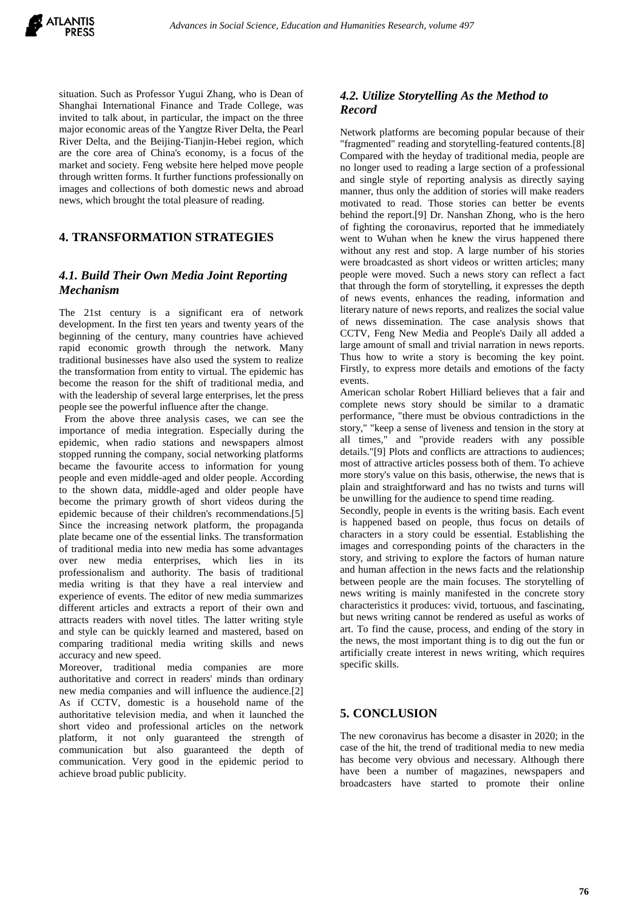situation. Such as Professor Yugui Zhang, who is Dean of Shanghai International Finance and Trade College, was invited to talk about, in particular, the impact on the three major economic areas of the Yangtze River Delta, the Pearl River Delta, and the Beijing-Tianjin-Hebei region, which are the core area of China's economy, is a focus of the market and society. Feng website here helped move people through written forms. It further functions professionally on images and collections of both domestic news and abroad news, which brought the total pleasure of reading.

## 4. TRANSFORMATION STRATEGIES

### *4.1. Build Their Own Media Joint Reporting Mechanism*

The 21st century is a significant era of network development. In the first ten years and twenty years of the beginning of the century, many countries have achieved rapid economic growth through the network. Many traditional businesses have also used the system to realize the transformation from entity to virtual. The epidemic has become the reason for the shift of traditional media, and with the leadership of several large enterprises, let the press people see the powerful influence after the change.

From the above three analysis cases, we can see the importance of media integration. Especially during the epidemic, when radio stations and newspapers almost stopped running the company, social networking platforms became the favourite access to information for young people and even middle-aged and older people. According to the shown data, middle-aged and older people have become the primary growth of short videos during the epidemic because of their children's recommendations.[5] Since the increasing network platform, the propaganda plate became one of the essential links. The transformation of traditional media into new media has some advantages over new media enterprises, which lies in its professionalism and authority. The basis of traditional media writing is that they have a real interview and experience of events. The editor of new media summarizes different articles and extracts a report of their own and attracts readers with novel titles. The latter writing style and style can be quickly learned and mastered, based on comparing traditional media writing skills and news accuracy and new speed.

Moreover, traditional media companies are more authoritative and correct in readers' minds than ordinary new media companies and will influence the audience.[2] As if CCTV, domestic is a household name of the authoritative television media, and when it launched the short video and professional articles on the network platform, it not only guaranteed the strength of communication but also guaranteed the depth of communication. Very good in the epidemic period to achieve broad public publicity.

### *4.2. Utilize Storytelling As the Method to Record*

Network platforms are becoming popular because of their "fragmented" reading and storytelling-featured contents.[8] Compared with the heyday of traditional media, people are no longer used to reading a large section of a professional and single style of reporting analysis as directly saying manner, thus only the addition of stories will make readers motivated to read. Those stories can better be events behind the report.[9] Dr. Nanshan Zhong, who is the hero of fighting the coronavirus, reported that he immediately went to Wuhan when he knew the virus happened there without any rest and stop. A large number of his stories were broadcasted as short videos or written articles; many people were moved. Such a news story can reflect a fact that through the form of storytelling, it expresses the depth of news events, enhances the reading, information and literary nature of news reports, and realizes the social value of news dissemination. The case analysis shows that CCTV, Feng New Media and People's Daily all added a large amount of small and trivial narration in news reports. Thus how to write a story is becoming the key point. Firstly, to express more details and emotions of the facty events.

American scholar Robert Hilliard believes that a fair and complete news story should be similar to a dramatic performance, "there must be obvious contradictions in the story," "keep a sense of liveness and tension in the story at all times," and "provide readers with any possible details."[9] Plots and conflicts are attractions to audiences; most of attractive articles possess both of them. To achieve more story's value on this basis, otherwise, the news that is plain and straightforward and has no twists and turns will be unwilling for the audience to spend time reading.

Secondly, people in events is the writing basis. Each event is happened based on people, thus focus on details of characters in a story could be essential. Establishing the images and corresponding points of the characters in the story, and striving to explore the factors of human nature and human affection in the news facts and the relationship between people are the main focuses. The storytelling of news writing is mainly manifested in the concrete story characteristics it produces: vivid, tortuous, and fascinating, but news writing cannot be rendered as useful as works of art. To find the cause, process, and ending of the story in the news, the most important thing is to dig out the fun or artificially create interest in news writing, which requires specific skills.

## 5. CONCLUSION

The new coronavirus has become a disaster in 2020; in the case of the hit, the trend of traditional media to new media has become very obvious and necessary. Although there have been a number of magazines, newspapers and broadcasters have started to promote their online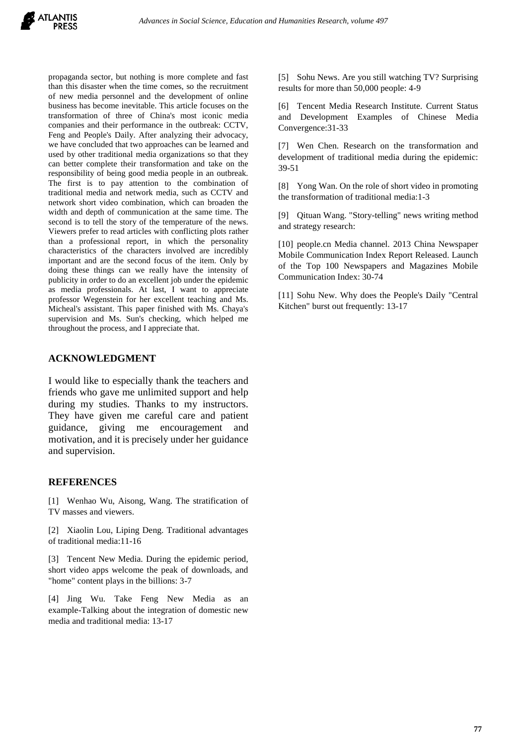propaganda sector, but nothing is more complete and fast than this disaster when the time comes, so the recruitment of new media personnel and the development of online business has become inevitable. This article focuses on the transformation of three of China's most iconic media companies and their performance in the outbreak: CCTV, Feng and People's Daily. After analyzing their advocacy, we have concluded that two approaches can be learned and used by other traditional media organizations so that they can better complete their transformation and take on the responsibility of being good media people in an outbreak. The first is to pay attention to the combination of traditional media and network media, such as CCTV and network short video combination, which can broaden the width and depth of communication at the same time. The second is to tell the story of the temperature of the news. Viewers prefer to read articles with conflicting plots rather than a professional report, in which the personality characteristics of the characters involved are incredibly important and are the second focus of the item. Only by doing these things can we really have the intensity of publicity in order to do an excellent job under the epidemic as media professionals. At last, I want to appreciate professor Wegenstein for her excellent teaching and Ms. Micheal's assistant. This paper finished with Ms. Chaya's supervision and Ms. Sun's checking, which helped me throughout the process, and I appreciate that.

## ACKNOWLEDGMENT

I would like to especially thank the teachers and friends who gave me unlimited support and help during my studies. Thanks to my instructors. They have given me careful care and patient guidance, giving me encouragement and motivation, and it is precisely under her guidance and supervision.

## REFERENCES

[1] Wenhao Wu, Aisong, Wang. The stratification of TV masses and viewers.

[2] Xiaolin Lou, Liping Deng. Traditional advantages of traditional media:11-16

[3] Tencent New Media. During the epidemic period, short video apps welcome the peak of downloads, and "home" content plays in the billions: 3-7

[4] Jing Wu. Take Feng New Media as an example-Talking about the integration of domestic new media and traditional media: 13-17

[5] Sohu News. Are you still watching TV? Surprising results for more than 50,000 people: 4-9

[6] Tencent Media Research Institute. Current Status and Development Examples of Chinese Media Convergence:31-33

[7] Wen Chen. Research on the transformation and development of traditional media during the epidemic: 39-51

[8] Yong Wan. On the role of short video in promoting the transformation of traditional media:1-3

[9] Qituan Wang. "Story-telling" news writing method and strategy research:

[10] people.cn Media channel. 2013 China Newspaper Mobile Communication Index Report Released. Launch of the Top 100 Newspapers and Magazines Mobile Communication Index: 30-74

[11] Sohu New. Why does the People's Daily "Central Kitchen" burst out frequently: 13-17